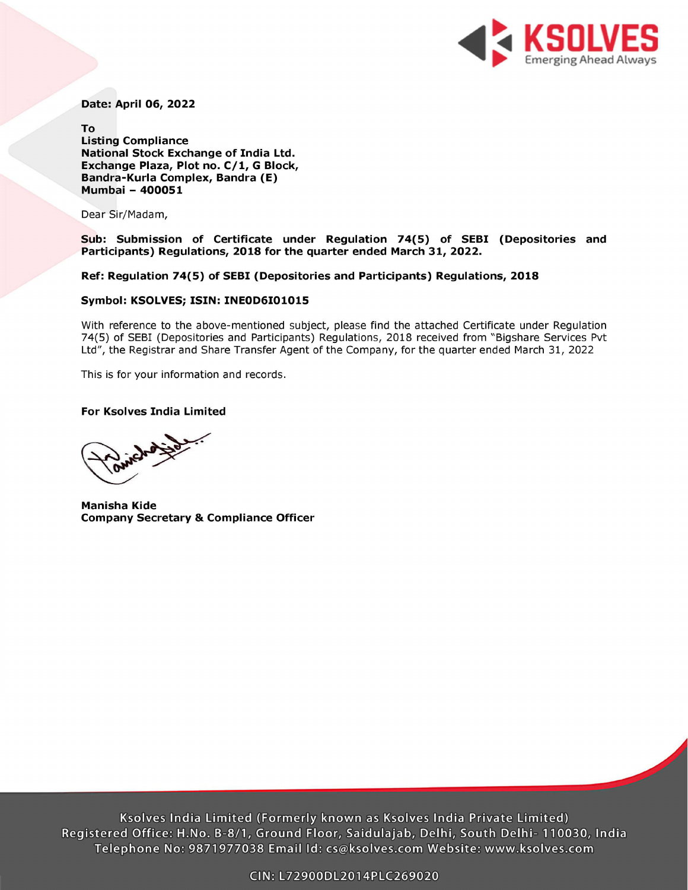**Date: April 06, 2022**

**To**
**Listing Compliance**
**National Stock Exchange of India Ltd.**
**Exchange Plaza, Plot no. C/1, G Block,**
**Bandra-Kurla Complex, Bandra (E)**
**Mumbai – 400051**

Dear Sir/Madam,

**Sub: Submission of Certificate under Regulation 74(5) of SEBI (Depositories and Participants) Regulations, 2018 for the quarter ended March 31, 2022.**

**Ref: Regulation 74(5) of SEBI (Depositories and Participants) Regulations, 2018**

**Symbol: KSOLVES; ISIN: INE0D6I01015**

With reference to the above-mentioned subject, please find the attached Certificate under Regulation 74(5) of SEBI (Depositories and Participants) Regulations, 2018 received from "Bigshare Services Pvt Ltd", the Registrar and Share Transfer Agent of the Company, for the quarter ended March 31, 2022

This is for your information and records.

**For Ksolves India Limited**

**Manisha Kide**
**Company Secretary & Compliance Officer**

Ksolves India Limited (Formerly known as Ksolves India Private Limited)
Registered Office: H.No. B-8/1, Ground Floor, Saidulajab, Delhi, South Delhi- 110030, India
Telephone No: 9871977038 Email Id: cs@ksolves.com Website: www.ksolves.com

CIN: L72900DL2014PLC269020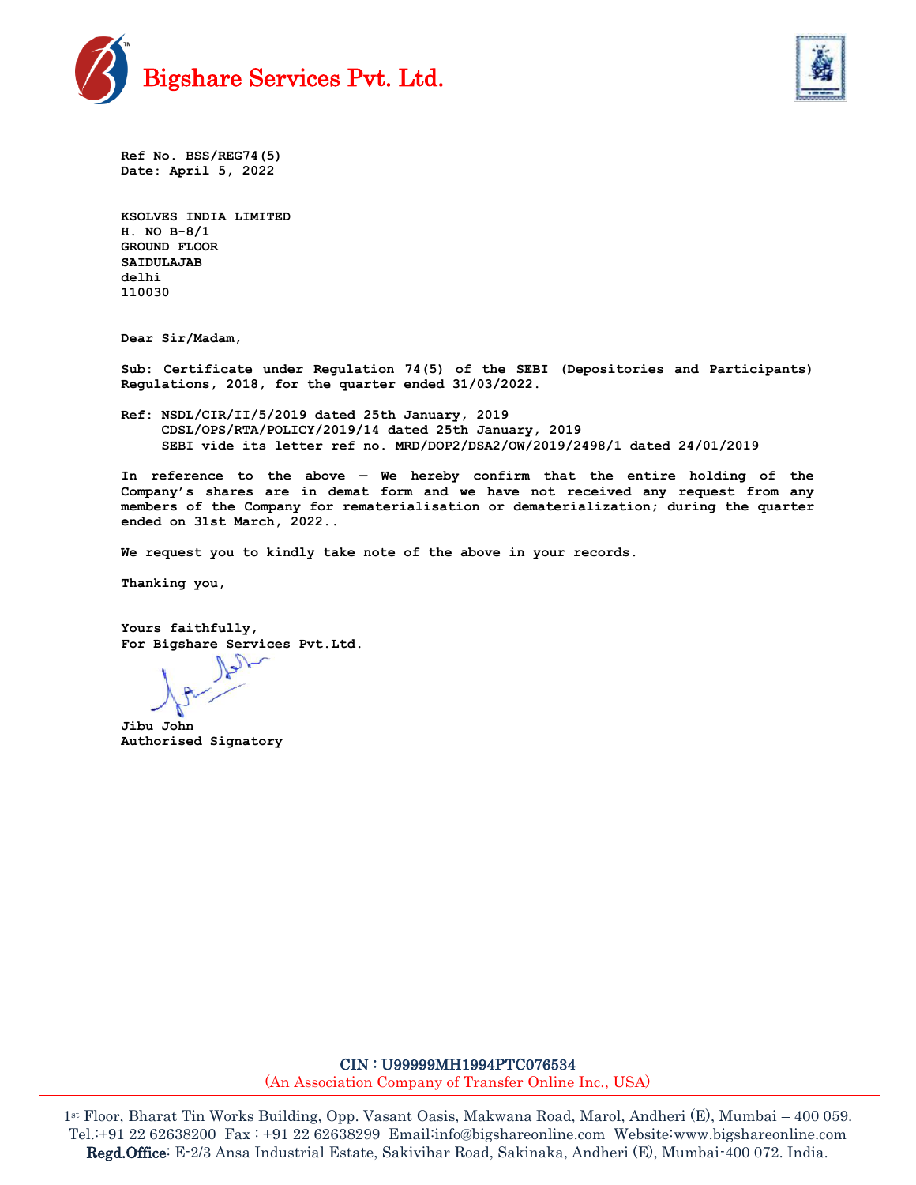# Bigshare Services Pvt. Ltd.

Ref No. BSS/REG74(5)
Date: April 5, 2022

KSOLVES INDIA LIMITED
H. NO B-8/1
GROUND FLOOR
SAIDULAJAB
delhi
110030

Dear Sir/Madam,

Sub: Certificate under Regulation 74(5) of the SEBI (Depositories and Participants) Regulations, 2018, for the quarter ended 31/03/2022.

Ref: NSDL/CIR/II/5/2019 dated 25th January, 2019
CDSL/OPS/RTA/POLICY/2019/14 dated 25th January, 2019
SEBI vide its letter ref no. MRD/DOP2/DSA2/OW/2019/2498/1 dated 24/01/2019

In reference to the above – We hereby confirm that the entire holding of the Company's shares are in demat form and we have not received any request from any members of the Company for rematerialisation or dematerialization; during the quarter ended on 31st March, 2022..

We request you to kindly take note of the above in your records.

Thanking you,

Yours faithfully,
For Bigshare Services Pvt.Ltd.

Jibu John
Authorised Signatory

CIN : U99999MH1994PTC076534
(An Association Company of Transfer Online Inc., USA)

1st Floor, Bharat Tin Works Building, Opp. Vasant Oasis, Makwana Road, Marol, Andheri (E), Mumbai – 400 059.
Tel.:+91 22 62638200 Fax : +91 22 62638299 Email:info@bigshareonline.com Website:www.bigshareonline.com
Regd.Office: E-2/3 Ansa Industrial Estate, Sakivihar Road, Sakinaka, Andheri (E), Mumbai-400 072. India.